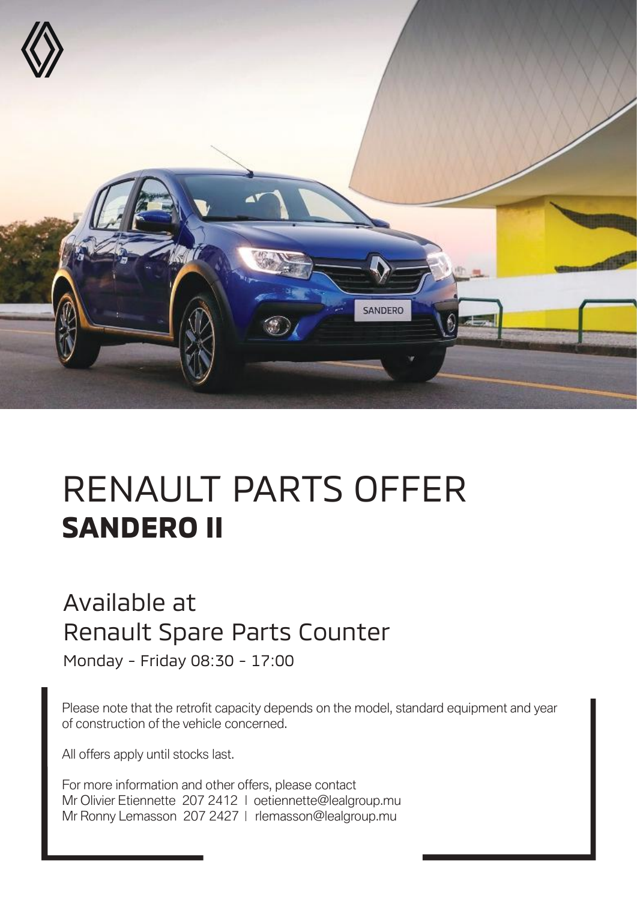# RENAULT PARTS OFFER
## **SANDERO II**

## Available at
## Renault Spare Parts Counter

Monday - Friday 08:30 - 17:00

Please note that the retrofit capacity depends on the model, standard equipment and year of construction of the vehicle concerned.

All offers apply until stocks last.

For more information and other offers, please contact
Mr Olivier Etiennette 207 2412 | oetiennette@lealgroup.mu
Mr Ronny Lemasson 207 2427 | rlemasson@lealgroup.mu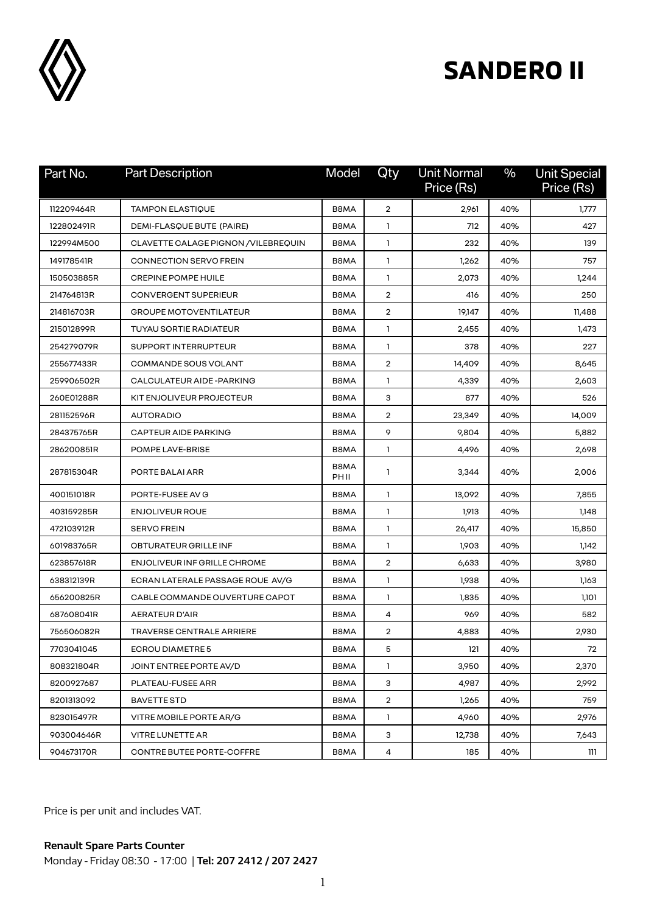# SANDERO II

| Part No. | Part Description | Model | Qty | Unit Normal Price (Rs) | % | Unit Special Price (Rs) |
|---|---|---|---|---|---|---|
| 112209464R | TAMPON ELASTIQUE | B8MA | 2 | 2,961 | 40% | 1,777 |
| 122802491R | DEMI-FLASQUE BUTE (PAIRE) | B8MA | 1 | 712 | 40% | 427 |
| 122994M500 | CLAVETTE CALAGE PIGNON /VILEBREQUIN | B8MA | 1 | 232 | 40% | 139 |
| 149178541R | CONNECTION SERVO FREIN | B8MA | 1 | 1,262 | 40% | 757 |
| 150503885R | CREPINE POMPE HUILE | B8MA | 1 | 2,073 | 40% | 1,244 |
| 214764813R | CONVERGENT SUPERIEUR | B8MA | 2 | 416 | 40% | 250 |
| 214816703R | GROUPE MOTOVENTILATEUR | B8MA | 2 | 19,147 | 40% | 11,488 |
| 215012899R | TUYAU SORTIE RADIATEUR | B8MA | 1 | 2,455 | 40% | 1,473 |
| 254279079R | SUPPORT INTERRUPTEUR | B8MA | 1 | 378 | 40% | 227 |
| 255677433R | COMMANDE SOUS VOLANT | B8MA | 2 | 14,409 | 40% | 8,645 |
| 259906502R | CALCULATEUR AIDE -PARKING | B8MA | 1 | 4,339 | 40% | 2,603 |
| 260E01288R | KIT ENJOLIVEUR PROJECTEUR | B8MA | 3 | 877 | 40% | 526 |
| 281152596R | AUTORADIO | B8MA | 2 | 23,349 | 40% | 14,009 |
| 284375765R | CAPTEUR AIDE PARKING | B8MA | 9 | 9,804 | 40% | 5,882 |
| 286200851R | POMPE LAVE-BRISE | B8MA | 1 | 4,496 | 40% | 2,698 |
| 287815304R | PORTE BALAI ARR | B8MA PH II | 1 | 3,344 | 40% | 2,006 |
| 400151018R | PORTE-FUSEE AV G | B8MA | 1 | 13,092 | 40% | 7,855 |
| 403159285R | ENJOLIVEUR ROUE | B8MA | 1 | 1,913 | 40% | 1,148 |
| 472103912R | SERVO FREIN | B8MA | 1 | 26,417 | 40% | 15,850 |
| 601983765R | OBTURATEUR GRILLE INF | B8MA | 1 | 1,903 | 40% | 1,142 |
| 623857618R | ENJOLIVEUR INF GRILLE CHROME | B8MA | 2 | 6,633 | 40% | 3,980 |
| 638312139R | ECRAN LATERALE PASSAGE ROUE AV/G | B8MA | 1 | 1,938 | 40% | 1,163 |
| 656200825R | CABLE COMMANDE OUVERTURE CAPOT | B8MA | 1 | 1,835 | 40% | 1,101 |
| 687608041R | AERATEUR D'AIR | B8MA | 4 | 969 | 40% | 582 |
| 756506082R | TRAVERSE CENTRALE ARRIERE | B8MA | 2 | 4,883 | 40% | 2,930 |
| 7703041045 | ECROU DIAMETRE 5 | B8MA | 5 | 121 | 40% | 72 |
| 808321804R | JOINT ENTREE PORTE AV/D | B8MA | 1 | 3,950 | 40% | 2,370 |
| 8200927687 | PLATEAU-FUSEE ARR | B8MA | 3 | 4,987 | 40% | 2,992 |
| 8201313092 | BAVETTE STD | B8MA | 2 | 1,265 | 40% | 759 |
| 823015497R | VITRE MOBILE PORTE AR/G | B8MA | 1 | 4,960 | 40% | 2,976 |
| 903004646R | VITRE LUNETTE AR | B8MA | 3 | 12,738 | 40% | 7,643 |
| 904673170R | CONTRE BUTEE PORTE-COFFRE | B8MA | 4 | 185 | 40% | 111 |

Price is per unit and includes VAT.

**Renault Spare Parts Counter**
Monday - Friday 08:30 - 17:00 | **Tel: 207 2412 / 207 2427**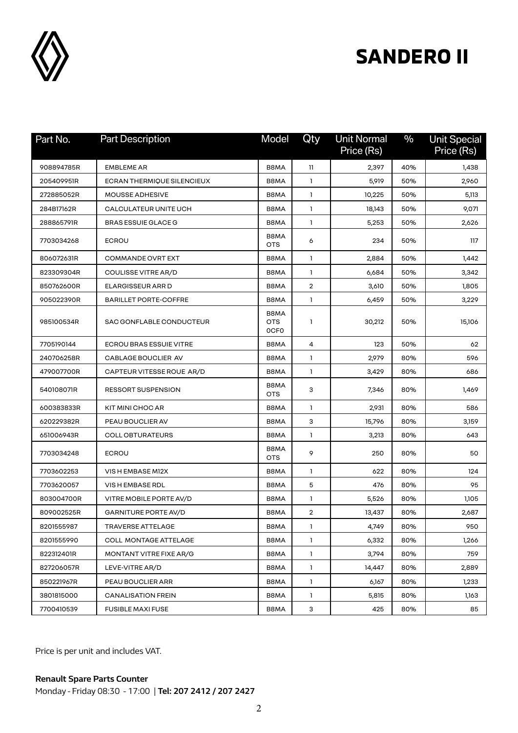# SANDERO II

| Part No. | Part Description | Model | Qty | Unit Normal Price (Rs) | % | Unit Special Price (Rs) |
|---|---|---|---|---|---|---|
| 908894785R | EMBLEME AR | B8MA | 11 | 2,397 | 40% | 1,438 |
| 205409951R | ECRAN THERMIQUE SILENCIEUX | B8MA | 1 | 5,919 | 50% | 2,960 |
| 272885052R | MOUSSE ADHESIVE | B8MA | 1 | 10,225 | 50% | 5,113 |
| 284B17162R | CALCULATEUR UNITE UCH | B8MA | 1 | 18,143 | 50% | 9,071 |
| 288865791R | BRAS ESSUIE GLACE G | B8MA | 1 | 5,253 | 50% | 2,626 |
| 7703034268 | ECROU | B8MA OTS | 6 | 234 | 50% | 117 |
| 806072631R | COMMANDE OVRT EXT | B8MA | 1 | 2,884 | 50% | 1,442 |
| 823309304R | COULISSE VITRE AR/D | B8MA | 1 | 6,684 | 50% | 3,342 |
| 850762600R | ELARGISSEUR ARR D | B8MA | 2 | 3,610 | 50% | 1,805 |
| 905022390R | BARILLET PORTE-COFFRE | B8MA | 1 | 6,459 | 50% | 3,229 |
| 985100534R | SAC GONFLABLE CONDUCTEUR | B8MA OTS 0CF0 | 1 | 30,212 | 50% | 15,106 |
| 7705190144 | ECROU BRAS ESSUIE VITRE | B8MA | 4 | 123 | 50% | 62 |
| 240706258R | CABLAGE BOUCLIER AV | B8MA | 1 | 2,979 | 80% | 596 |
| 479007700R | CAPTEUR VITESSE ROUE AR/D | B8MA | 1 | 3,429 | 80% | 686 |
| 540108071R | RESSORT SUSPENSION | B8MA OTS | 3 | 7,346 | 80% | 1,469 |
| 600383833R | KIT MINI CHOC AR | B8MA | 1 | 2,931 | 80% | 586 |
| 620229382R | PEAU BOUCLIER AV | B8MA | 3 | 15,796 | 80% | 3,159 |
| 651006943R | COLL OBTURATEURS | B8MA | 1 | 3,213 | 80% | 643 |
| 7703034248 | ECROU | B8MA OTS | 9 | 250 | 80% | 50 |
| 7703602253 | VIS H EMBASE M12X | B8MA | 1 | 622 | 80% | 124 |
| 7703620057 | VIS H EMBASE RDL | B8MA | 5 | 476 | 80% | 95 |
| 803004700R | VITRE MOBILE PORTE AV/D | B8MA | 1 | 5,526 | 80% | 1,105 |
| 809002525R | GARNITURE PORTE AV/D | B8MA | 2 | 13,437 | 80% | 2,687 |
| 8201555987 | TRAVERSE ATTELAGE | B8MA | 1 | 4,749 | 80% | 950 |
| 8201555990 | COLL MONTAGE ATTELAGE | B8MA | 1 | 6,332 | 80% | 1,266 |
| 822312401R | MONTANT VITRE FIXE AR/G | B8MA | 1 | 3,794 | 80% | 759 |
| 827206057R | LEVE-VITRE AR/D | B8MA | 1 | 14,447 | 80% | 2,889 |
| 850221967R | PEAU BOUCLIER ARR | B8MA | 1 | 6,167 | 80% | 1,233 |
| 3801815000 | CANALISATION FREIN | B8MA | 1 | 5,815 | 80% | 1,163 |
| 7700410539 | FUSIBLE MAXI FUSE | B8MA | 3 | 425 | 80% | 85 |

Price is per unit and includes VAT.

**Renault Spare Parts Counter**

Monday - Friday 08:30 - 17:00 | **Tel: 207 2412 / 207 2427**